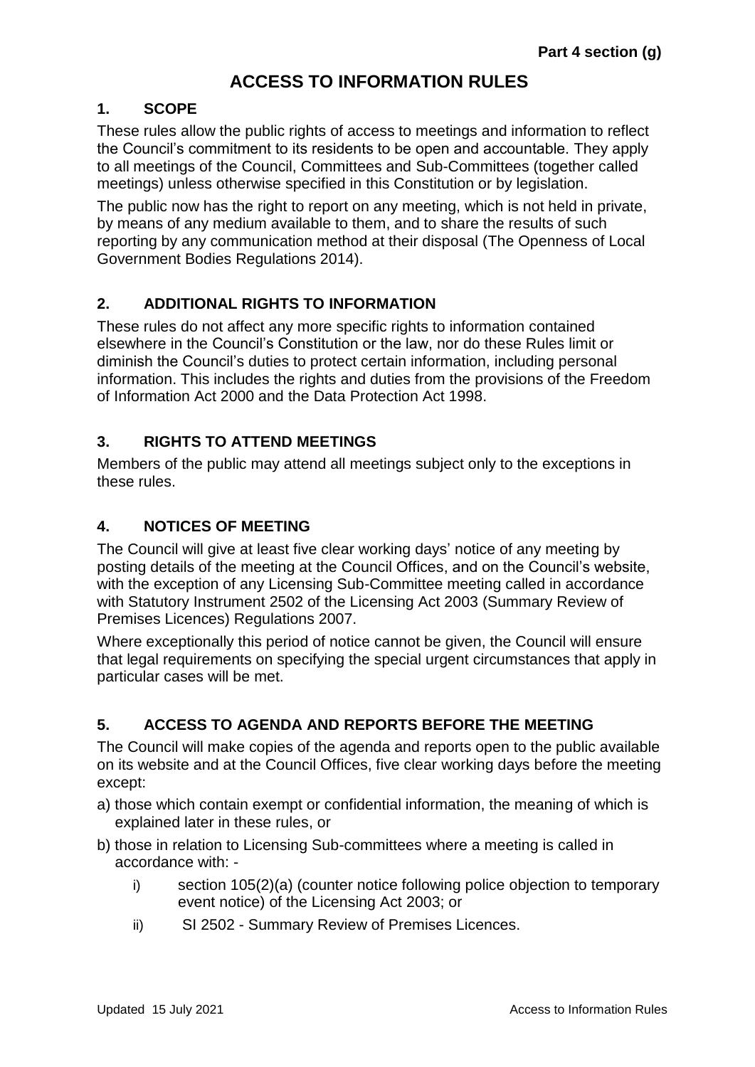**Part 4 section (g)**

# ACCESS TO INFORMATION RULES

## 1. SCOPE

These rules allow the public rights of access to meetings and information to reflect the Council's commitment to its residents to be open and accountable. They apply to all meetings of the Council, Committees and Sub-Committees (together called meetings) unless otherwise specified in this Constitution or by legislation.

The public now has the right to report on any meeting, which is not held in private, by means of any medium available to them, and to share the results of such reporting by any communication method at their disposal (The Openness of Local Government Bodies Regulations 2014).

## 2. ADDITIONAL RIGHTS TO INFORMATION

These rules do not affect any more specific rights to information contained elsewhere in the Council's Constitution or the law, nor do these Rules limit or diminish the Council's duties to protect certain information, including personal information. This includes the rights and duties from the provisions of the Freedom of Information Act 2000 and the Data Protection Act 1998.

## 3. RIGHTS TO ATTEND MEETINGS

Members of the public may attend all meetings subject only to the exceptions in these rules.

## 4. NOTICES OF MEETING

The Council will give at least five clear working days' notice of any meeting by posting details of the meeting at the Council Offices, and on the Council's website, with the exception of any Licensing Sub-Committee meeting called in accordance with Statutory Instrument 2502 of the Licensing Act 2003 (Summary Review of Premises Licences) Regulations 2007.

Where exceptionally this period of notice cannot be given, the Council will ensure that legal requirements on specifying the special urgent circumstances that apply in particular cases will be met.

## 5. ACCESS TO AGENDA AND REPORTS BEFORE THE MEETING

The Council will make copies of the agenda and reports open to the public available on its website and at the Council Offices, five clear working days before the meeting except:

a) those which contain exempt or confidential information, the meaning of which is explained later in these rules, or

b) those in relation to Licensing Sub-committees where a meeting is called in accordance with: -

   i) section 105(2)(a) (counter notice following police objection to temporary event notice) of the Licensing Act 2003; or

   ii) SI 2502 - Summary Review of Premises Licences.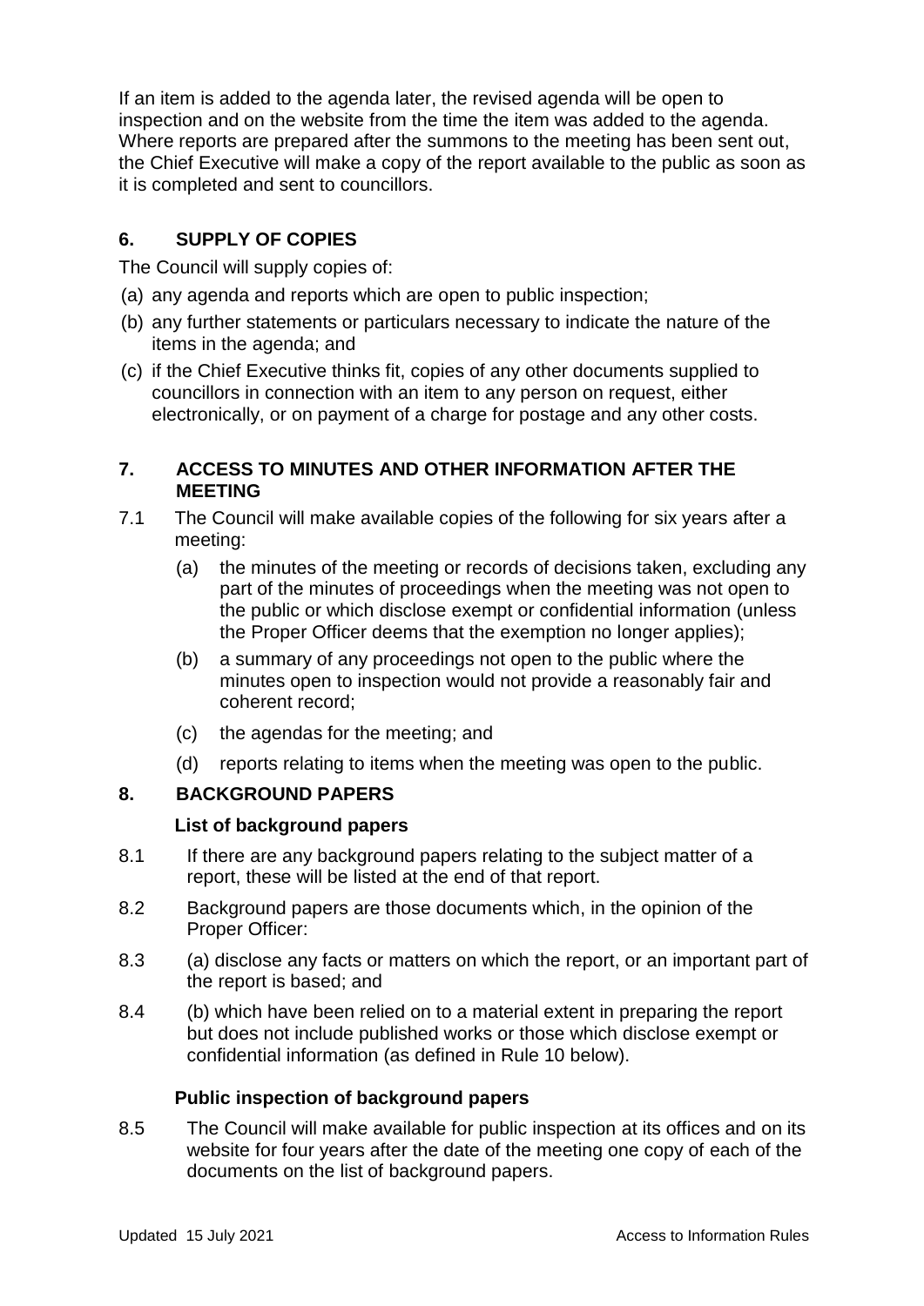If an item is added to the agenda later, the revised agenda will be open to inspection and on the website from the time the item was added to the agenda. Where reports are prepared after the summons to the meeting has been sent out, the Chief Executive will make a copy of the report available to the public as soon as it is completed and sent to councillors.

## 6. SUPPLY OF COPIES

The Council will supply copies of:

(a) any agenda and reports which are open to public inspection;

(b) any further statements or particulars necessary to indicate the nature of the items in the agenda; and

(c) if the Chief Executive thinks fit, copies of any other documents supplied to councillors in connection with an item to any person on request, either electronically, or on payment of a charge for postage and any other costs.

## 7. ACCESS TO MINUTES AND OTHER INFORMATION AFTER THE MEETING

7.1 The Council will make available copies of the following for six years after a meeting:

(a) the minutes of the meeting or records of decisions taken, excluding any part of the minutes of proceedings when the meeting was not open to the public or which disclose exempt or confidential information (unless the Proper Officer deems that the exemption no longer applies);

(b) a summary of any proceedings not open to the public where the minutes open to inspection would not provide a reasonably fair and coherent record;

(c) the agendas for the meeting; and

(d) reports relating to items when the meeting was open to the public.

## 8. BACKGROUND PAPERS

### List of background papers

8.1 If there are any background papers relating to the subject matter of a report, these will be listed at the end of that report.

8.2 Background papers are those documents which, in the opinion of the Proper Officer:

8.3 (a) disclose any facts or matters on which the report, or an important part of the report is based; and

8.4 (b) which have been relied on to a material extent in preparing the report but does not include published works or those which disclose exempt or confidential information (as defined in Rule 10 below).

### Public inspection of background papers

8.5 The Council will make available for public inspection at its offices and on its website for four years after the date of the meeting one copy of each of the documents on the list of background papers.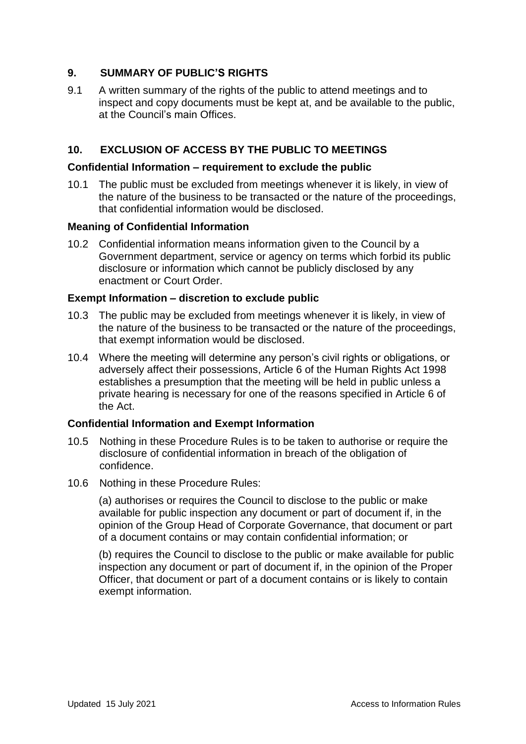## 9. SUMMARY OF PUBLIC'S RIGHTS

9.1 A written summary of the rights of the public to attend meetings and to inspect and copy documents must be kept at, and be available to the public, at the Council's main Offices.

## 10. EXCLUSION OF ACCESS BY THE PUBLIC TO MEETINGS

### Confidential Information – requirement to exclude the public

10.1 The public must be excluded from meetings whenever it is likely, in view of the nature of the business to be transacted or the nature of the proceedings, that confidential information would be disclosed.

### Meaning of Confidential Information

10.2 Confidential information means information given to the Council by a Government department, service or agency on terms which forbid its public disclosure or information which cannot be publicly disclosed by any enactment or Court Order.

### Exempt Information – discretion to exclude public

10.3 The public may be excluded from meetings whenever it is likely, in view of the nature of the business to be transacted or the nature of the proceedings, that exempt information would be disclosed.

10.4 Where the meeting will determine any person's civil rights or obligations, or adversely affect their possessions, Article 6 of the Human Rights Act 1998 establishes a presumption that the meeting will be held in public unless a private hearing is necessary for one of the reasons specified in Article 6 of the Act.

### Confidential Information and Exempt Information

10.5 Nothing in these Procedure Rules is to be taken to authorise or require the disclosure of confidential information in breach of the obligation of confidence.

10.6 Nothing in these Procedure Rules:

(a) authorises or requires the Council to disclose to the public or make available for public inspection any document or part of document if, in the opinion of the Group Head of Corporate Governance, that document or part of a document contains or may contain confidential information; or

(b) requires the Council to disclose to the public or make available for public inspection any document or part of document if, in the opinion of the Proper Officer, that document or part of a document contains or is likely to contain exempt information.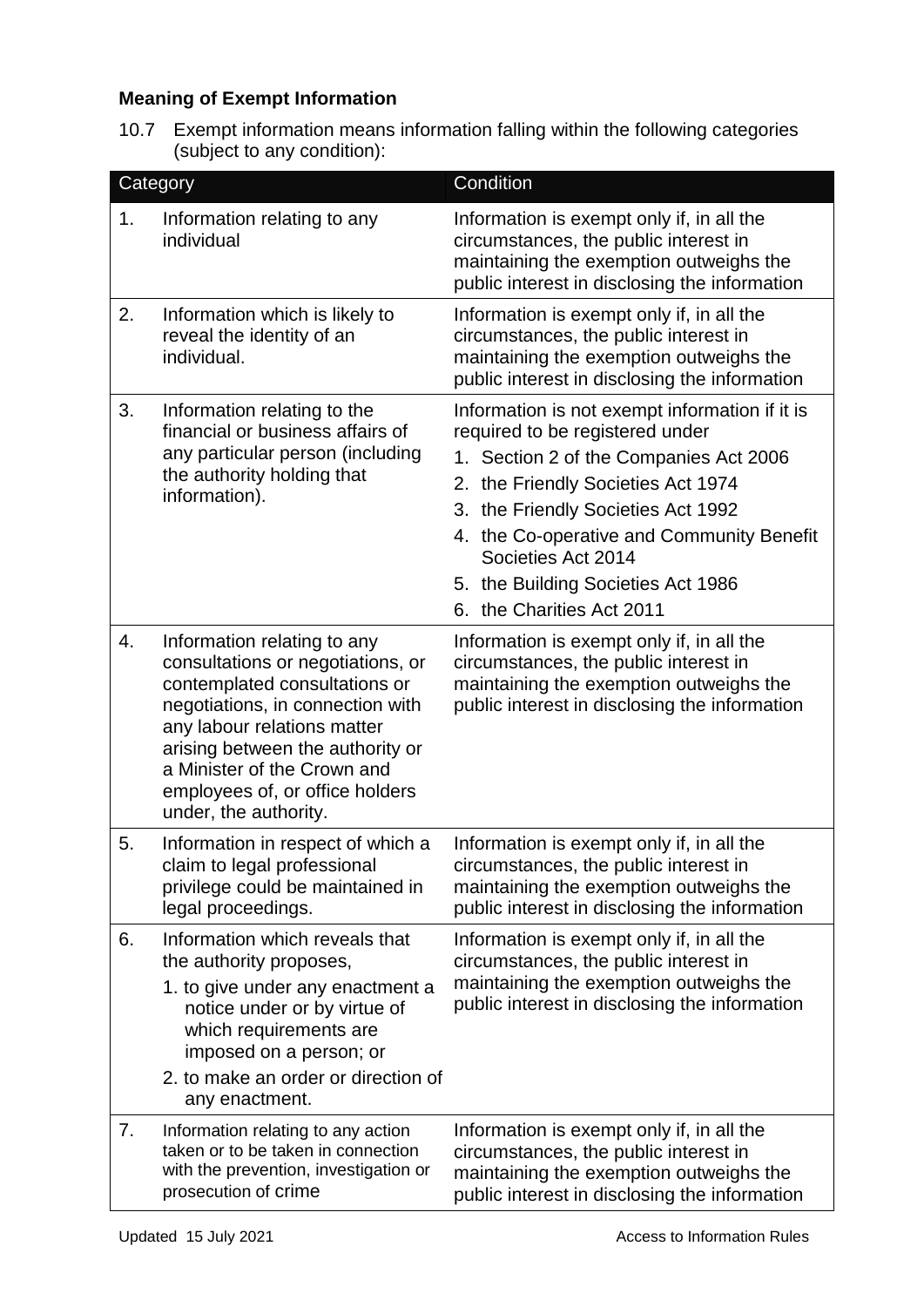### Meaning of Exempt Information

10.7 Exempt information means information falling within the following categories (subject to any condition):

| Category | | Condition |
|---|---|---|
| 1. | Information relating to any individual | Information is exempt only if, in all the circumstances, the public interest in maintaining the exemption outweighs the public interest in disclosing the information |
| 2. | Information which is likely to reveal the identity of an individual. | Information is exempt only if, in all the circumstances, the public interest in maintaining the exemption outweighs the public interest in disclosing the information |
| 3. | Information relating to the financial or business affairs of any particular person (including the authority holding that information). | Information is not exempt information if it is required to be registered under<br>1. Section 2 of the Companies Act 2006<br>2. the Friendly Societies Act 1974<br>3. the Friendly Societies Act 1992<br>4. the Co-operative and Community Benefit Societies Act 2014<br>5. the Building Societies Act 1986<br>6. the Charities Act 2011 |
| 4. | Information relating to any consultations or negotiations, or contemplated consultations or negotiations, in connection with any labour relations matter arising between the authority or a Minister of the Crown and employees of, or office holders under, the authority. | Information is exempt only if, in all the circumstances, the public interest in maintaining the exemption outweighs the public interest in disclosing the information |
| 5. | Information in respect of which a claim to legal professional privilege could be maintained in legal proceedings. | Information is exempt only if, in all the circumstances, the public interest in maintaining the exemption outweighs the public interest in disclosing the information |
| 6. | Information which reveals that the authority proposes,<br>1. to give under any enactment a notice under or by virtue of which requirements are imposed on a person; or<br>2. to make an order or direction of any enactment. | Information is exempt only if, in all the circumstances, the public interest in maintaining the exemption outweighs the public interest in disclosing the information |
| 7. | Information relating to any action taken or to be taken in connection with the prevention, investigation or prosecution of crime | Information is exempt only if, in all the circumstances, the public interest in maintaining the exemption outweighs the public interest in disclosing the information |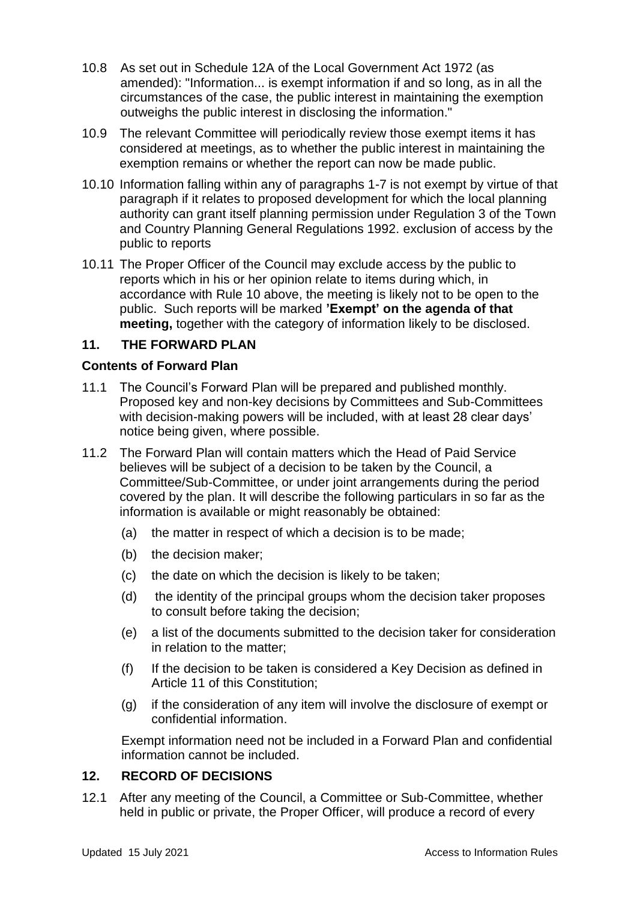10.8 As set out in Schedule 12A of the Local Government Act 1972 (as amended): "Information... is exempt information if and so long, as in all the circumstances of the case, the public interest in maintaining the exemption outweighs the public interest in disclosing the information."

10.9 The relevant Committee will periodically review those exempt items it has considered at meetings, as to whether the public interest in maintaining the exemption remains or whether the report can now be made public.

10.10 Information falling within any of paragraphs 1-7 is not exempt by virtue of that paragraph if it relates to proposed development for which the local planning authority can grant itself planning permission under Regulation 3 of the Town and Country Planning General Regulations 1992. exclusion of access by the public to reports

10.11 The Proper Officer of the Council may exclude access by the public to reports which in his or her opinion relate to items during which, in accordance with Rule 10 above, the meeting is likely not to be open to the public. Such reports will be marked **'Exempt' on the agenda of that meeting,** together with the category of information likely to be disclosed.

## 11. THE FORWARD PLAN

### Contents of Forward Plan

11.1 The Council's Forward Plan will be prepared and published monthly. Proposed key and non-key decisions by Committees and Sub-Committees with decision-making powers will be included, with at least 28 clear days' notice being given, where possible.

11.2 The Forward Plan will contain matters which the Head of Paid Service believes will be subject of a decision to be taken by the Council, a Committee/Sub-Committee, or under joint arrangements during the period covered by the plan. It will describe the following particulars in so far as the information is available or might reasonably be obtained:

(a) the matter in respect of which a decision is to be made;

(b) the decision maker;

(c) the date on which the decision is likely to be taken;

(d) the identity of the principal groups whom the decision taker proposes to consult before taking the decision;

(e) a list of the documents submitted to the decision taker for consideration in relation to the matter;

(f) If the decision to be taken is considered a Key Decision as defined in Article 11 of this Constitution;

(g) if the consideration of any item will involve the disclosure of exempt or confidential information.

Exempt information need not be included in a Forward Plan and confidential information cannot be included.

## 12. RECORD OF DECISIONS

12.1 After any meeting of the Council, a Committee or Sub-Committee, whether held in public or private, the Proper Officer, will produce a record of every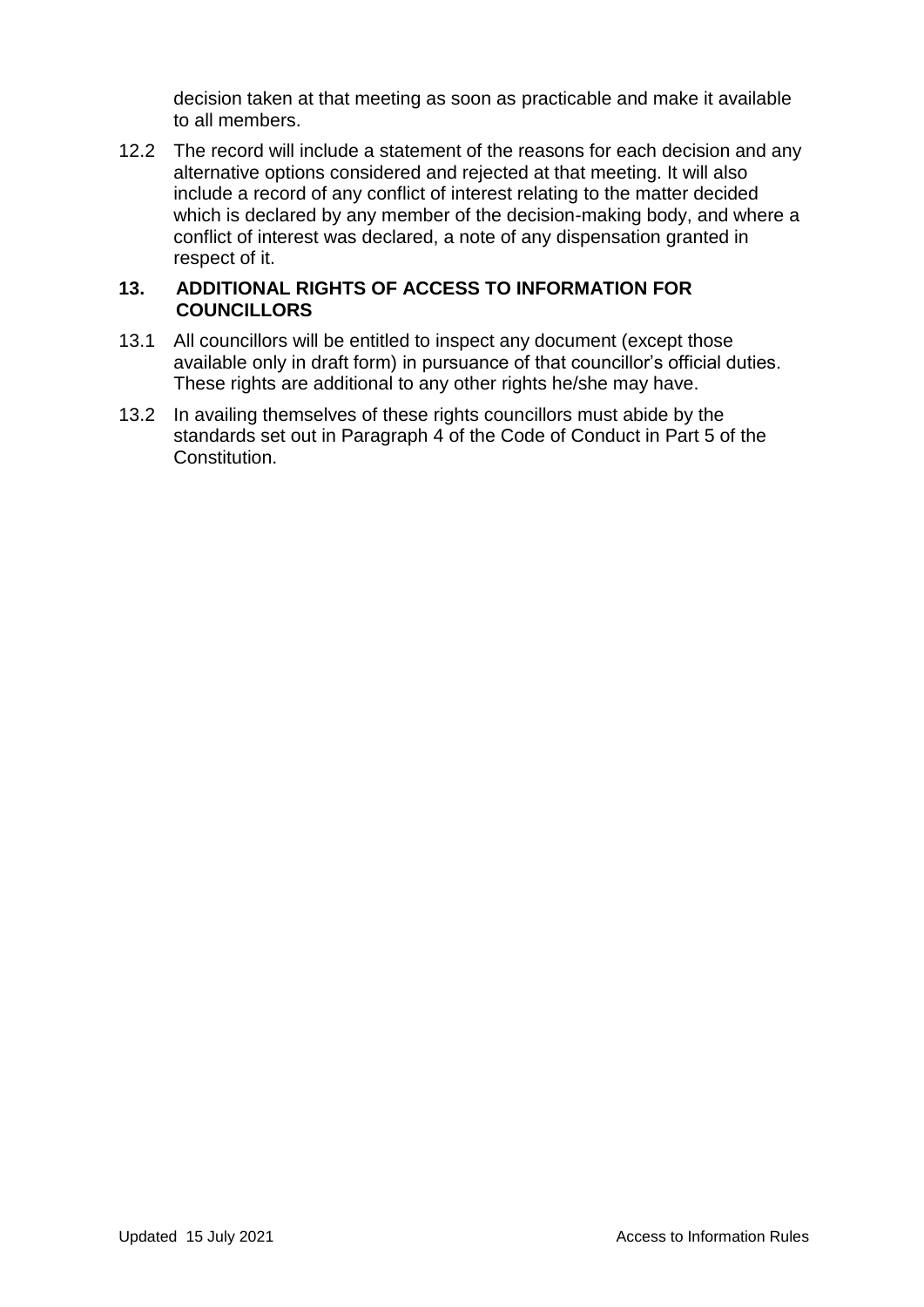decision taken at that meeting as soon as practicable and make it available to all members.

12.2 The record will include a statement of the reasons for each decision and any alternative options considered and rejected at that meeting. It will also include a record of any conflict of interest relating to the matter decided which is declared by any member of the decision-making body, and where a conflict of interest was declared, a note of any dispensation granted in respect of it.

## 13. ADDITIONAL RIGHTS OF ACCESS TO INFORMATION FOR COUNCILLORS

13.1 All councillors will be entitled to inspect any document (except those available only in draft form) in pursuance of that councillor's official duties. These rights are additional to any other rights he/she may have.

13.2 In availing themselves of these rights councillors must abide by the standards set out in Paragraph 4 of the Code of Conduct in Part 5 of the Constitution.